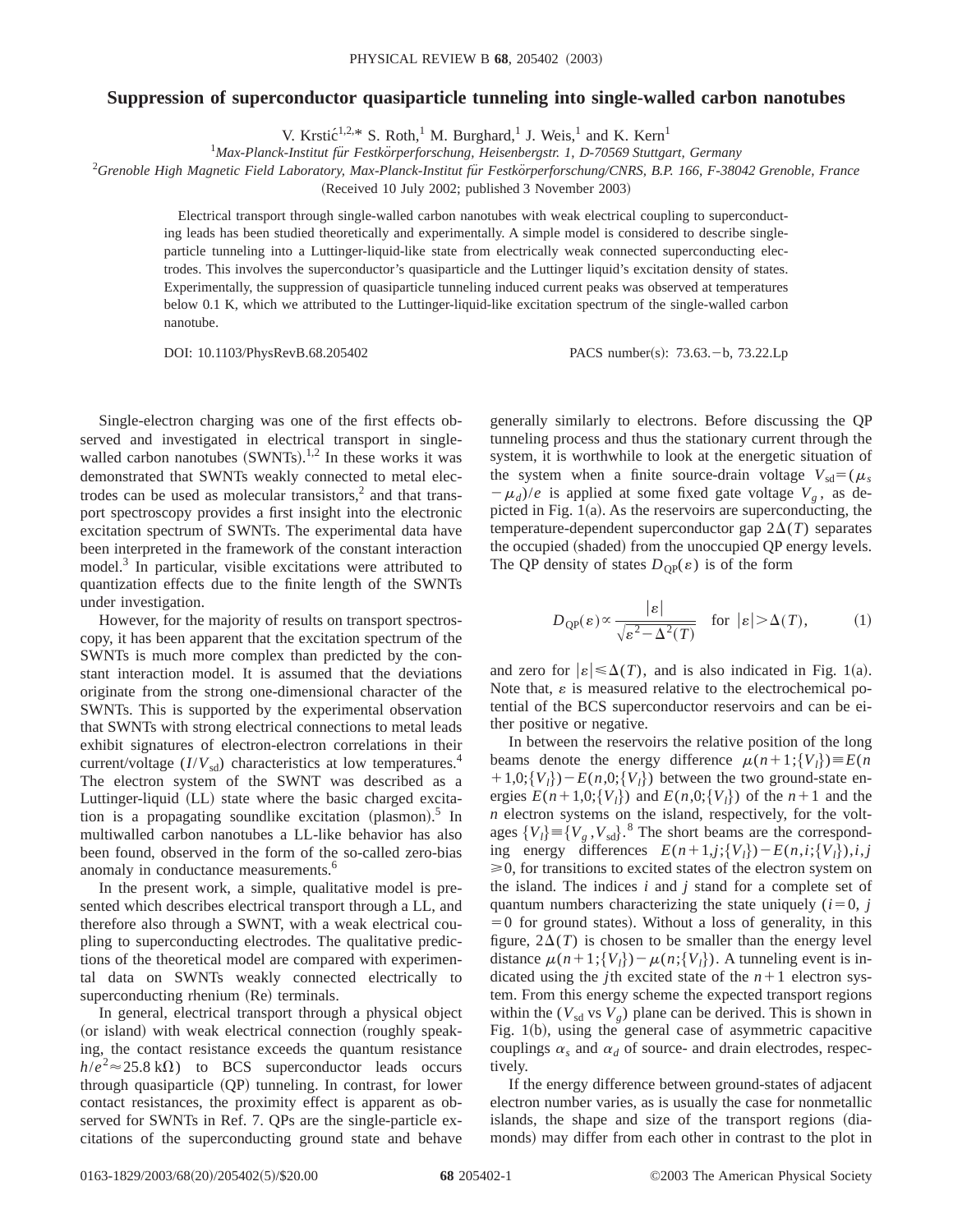# Suppression of superconductor quasiparticle tunneling into single-walled carbon nanotubes

V. Krstić,[1,2,*] S. Roth,[1] M. Burghard,[1] J. Weis,[1] and K. Kern[1]

[1]*Max-Planck-Institut für Festkörperforschung, Heisenbergstr. 1, D-70569 Stuttgart, Germany*

[2]*Grenoble High Magnetic Field Laboratory, Max-Planck-Institut für Festkörperforschung/CNRS, B.P. 166, F-38042 Grenoble, France*

(Received 10 July 2002; published 3 November 2003)

Electrical transport through single-walled carbon nanotubes with weak electrical coupling to superconducting leads has been studied theoretically and experimentally. A simple model is considered to describe single-particle tunneling into a Luttinger-liquid-like state from electrically weak connected superconducting electrodes. This involves the superconductor's quasiparticle and the Luttinger liquid's excitation density of states. Experimentally, the suppression of quasiparticle tunneling induced current peaks was observed at temperatures below 0.1 K, which we attributed to the Luttinger-liquid-like excitation spectrum of the single-walled carbon nanotube.

DOI: 10.1103/PhysRevB.68.205402 PACS number(s): 73.63.−b, 73.22.Lp

Single-electron charging was one of the first effects observed and investigated in electrical transport in single-walled carbon nanotubes (SWNTs).[1,2] In these works it was demonstrated that SWNTs weakly connected to metal electrodes can be used as molecular transistors,[2] and that transport spectroscopy provides a first insight into the electronic excitation spectrum of SWNTs. The experimental data have been interpreted in the framework of the constant interaction model.[3] In particular, visible excitations were attributed to quantization effects due to the finite length of the SWNTs under investigation.

However, for the majority of results on transport spectroscopy, it has been apparent that the excitation spectrum of the SWNTs is much more complex than predicted by the constant interaction model. It is assumed that the deviations originate from the strong one-dimensional character of the SWNTs. This is supported by the experimental observation that SWNTs with strong electrical connections to metal leads exhibit signatures of electron-electron correlations in their current/voltage ($I/V_{\rm sd}$) characteristics at low temperatures.[4] The electron system of the SWNT was described as a Luttinger-liquid (LL) state where the basic charged excitation is a propagating soundlike excitation (plasmon).[5] In multiwalled carbon nanotubes a LL-like behavior has also been found, observed in the form of the so-called zero-bias anomaly in conductance measurements.[6]

In the present work, a simple, qualitative model is presented which describes electrical transport through a LL, and therefore also through a SWNT, with a weak electrical coupling to superconducting electrodes. The qualitative predictions of the theoretical model are compared with experimental data on SWNTs weakly connected electrically to superconducting rhenium (Re) terminals.

In general, electrical transport through a physical object (or island) with weak electrical connection (roughly speaking, the contact resistance exceeds the quantum resistance $h/e^2 \approx 25.8\ \mathrm{k}\Omega$) to BCS superconductor leads occurs through quasiparticle (QP) tunneling. In contrast, for lower contact resistances, the proximity effect is apparent as observed for SWNTs in Ref. 7. QPs are the single-particle excitations of the superconducting ground state and behave generally similarly to electrons. Before discussing the QP tunneling process and thus the stationary current through the system, it is worthwhile to look at the energetic situation of the system when a finite source-drain voltage $V_{\rm sd} = (\mu_s - \mu_d)/e$ is applied at some fixed gate voltage $V_g$, as depicted in Fig. 1(a). As the reservoirs are superconducting, the temperature-dependent superconductor gap $2\Delta(T)$ separates the occupied (shaded) from the unoccupied QP energy levels. The QP density of states $D_{\rm QP}(\varepsilon)$ is of the form

$$D_{\rm QP}(\varepsilon) \propto \frac{|\varepsilon|}{\sqrt{\varepsilon^2 - \Delta^2(T)}} \quad \text{for } |\varepsilon| > \Delta(T), \tag{1}$$

and zero for $|\varepsilon| \leqslant \Delta(T)$, and is also indicated in Fig. 1(a). Note that, $\varepsilon$ is measured relative to the electrochemical potential of the BCS superconductor reservoirs and can be either positive or negative.

In between the reservoirs the relative position of the long beams denote the energy difference $\mu(n+1;\{V_l\}) \equiv E(n+1,0;\{V_l\}) - E(n,0;\{V_l\})$ between the two ground-state energies $E(n+1,0;\{V_l\})$ and $E(n,0;\{V_l\})$ of the $n+1$ and the $n$ electron systems on the island, respectively, for the voltages $\{V_l\} \equiv \{V_g, V_{\rm sd}\}$.[8] The short beams are the corresponding energy differences $E(n+1,j;\{V_l\}) - E(n,i;\{V_l\}), i,j \geqslant 0$, for transitions to excited states of the electron system on the island. The indices $i$ and $j$ stand for a complete set of quantum numbers characterizing the state uniquely ($i=0$, $j=0$ for ground states). Without a loss of generality, in this figure, $2\Delta(T)$ is chosen to be smaller than the energy level distance $\mu(n+1;\{V_l\}) - \mu(n;\{V_l\})$. A tunneling event is indicated using the $j$th excited state of the $n+1$ electron system. From this energy scheme the expected transport regions within the ($V_{\rm sd}$ vs $V_g$) plane can be derived. This is shown in Fig. 1(b), using the general case of asymmetric capacitive couplings $\alpha_s$ and $\alpha_d$ of source- and drain electrodes, respectively.

If the energy difference between ground-states of adjacent electron number varies, as is usually the case for nonmetallic islands, the shape and size of the transport regions (diamonds) may differ from each other in contrast to the plot in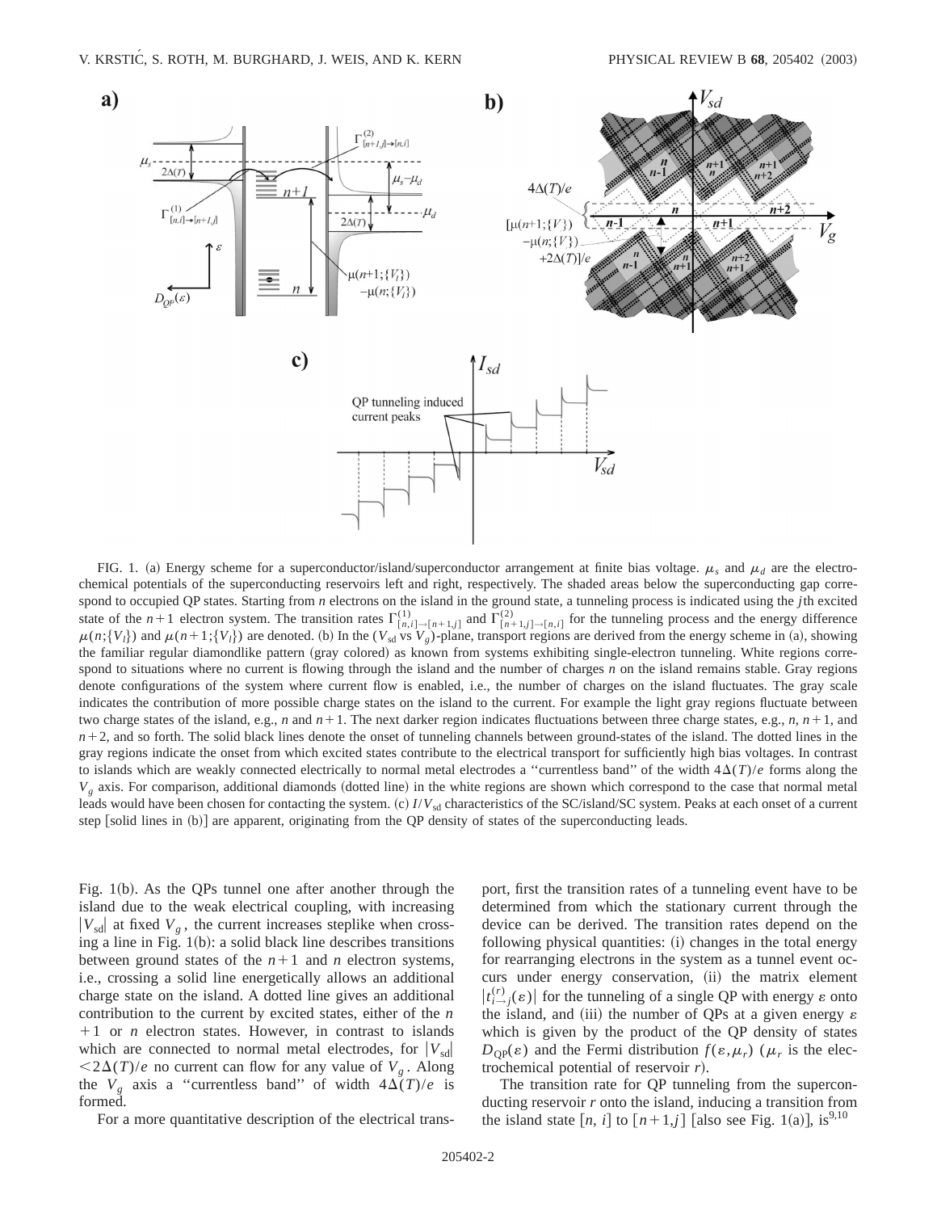FIG. 1. (a) Energy scheme for a superconductor/island/superconductor arrangement at finite bias voltage. $\mu_s$ and $\mu_d$ are the electrochemical potentials of the superconducting reservoirs left and right, respectively. The shaded areas below the superconducting gap correspond to occupied QP states. Starting from $n$ electrons on the island in the ground state, a tunneling process is indicated using the $j$th excited state of the $n+1$ electron system. The transition rates $\Gamma^{(1)}_{[n,i]\to[n+1,j]}$ and $\Gamma^{(2)}_{[n+1,j]\to[n,i]}$ for the tunneling process and the energy difference $\mu(n;\{V_l\})$ and $\mu(n+1;\{V_l\})$ are denoted. (b) In the ($V_{\rm sd}$ vs $V_g$)-plane, transport regions are derived from the energy scheme in (a), showing the familiar regular diamondlike pattern (gray colored) as known from systems exhibiting single-electron tunneling. White regions correspond to situations where no current is flowing through the island and the number of charges $n$ on the island remains stable. Gray regions denote configurations of the system where current flow is enabled, i.e., the number of charges on the island fluctuates. The gray scale indicates the contribution of more possible charge states on the island to the current. For example the light gray regions fluctuate between two charge states of the island, e.g., $n$ and $n+1$. The next darker region indicates fluctuations between three charge states, e.g., $n$, $n+1$, and $n+2$, and so forth. The solid black lines denote the onset of tunneling channels between ground-states of the island. The dotted lines in the gray regions indicate the onset from which excited states contribute to the electrical transport for sufficiently high bias voltages. In contrast to islands which are weakly connected electrically to normal metal electrodes a "currentless band" of the width $4\Delta(T)/e$ forms along the $V_g$ axis. For comparison, additional diamonds (dotted line) in the white regions are shown which correspond to the case that normal metal leads would have been chosen for contacting the system. (c) $I/V_{\rm sd}$ characteristics of the SC/island/SC system. Peaks at each onset of a current step [solid lines in (b)] are apparent, originating from the QP density of states of the superconducting leads.

Fig. 1(b). As the QPs tunnel one after another through the island due to the weak electrical coupling, with increasing $|V_{\rm sd}|$ at fixed $V_g$, the current increases steplike when crossing a line in Fig. 1(b): a solid black line describes transitions between ground states of the $n+1$ and $n$ electron systems, i.e., crossing a solid line energetically allows an additional charge state on the island. A dotted line gives an additional contribution to the current by excited states, either of the $n+1$ or $n$ electron states. However, in contrast to islands which are connected to normal metal electrodes, for $|V_{\rm sd}| < 2\Delta(T)/e$ no current can flow for any value of $V_g$. Along the $V_g$ axis a "currentless band" of width $4\Delta(T)/e$ is formed.

For a more quantitative description of the electrical transport, first the transition rates of a tunneling event have to be determined from which the stationary current through the device can be derived. The transition rates depend on the following physical quantities: (i) changes in the total energy for rearranging electrons in the system as a tunnel event occurs under energy conservation, (ii) the matrix element $|t^{(r)}_{i\to j}(\varepsilon)|$ for the tunneling of a single QP with energy $\varepsilon$ onto the island, and (iii) the number of QPs at a given energy $\varepsilon$ which is given by the product of the QP density of states $D_{\rm QP}(\varepsilon)$ and the Fermi distribution $f(\varepsilon,\mu_r)$ ($\mu_r$ is the electrochemical potential of reservoir $r$).

The transition rate for QP tunneling from the superconducting reservoir $r$ onto the island, inducing a transition from the island state $[n, i]$ to $[n+1,j]$ [also see Fig. 1(a)], is[9,10]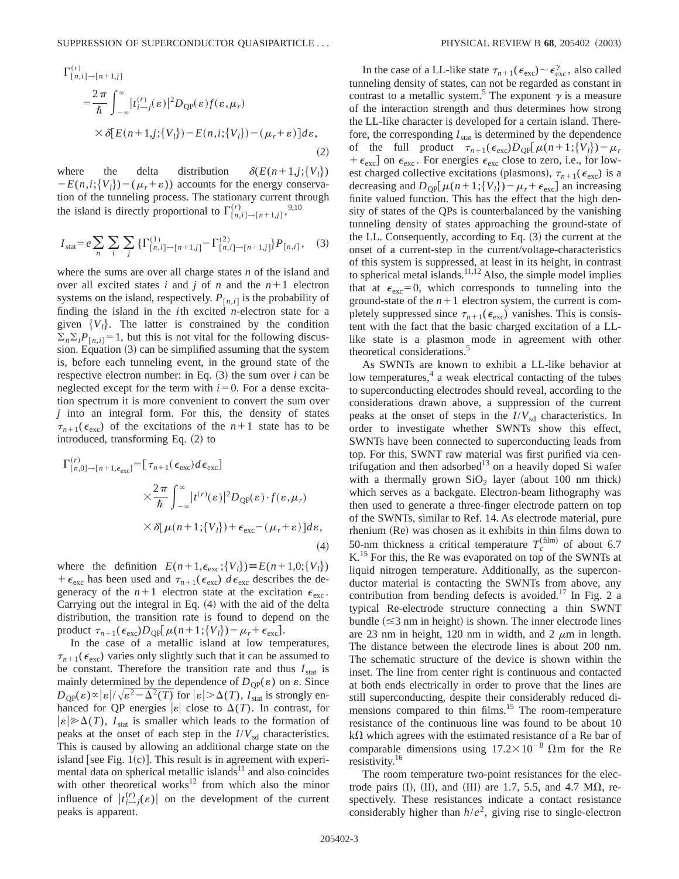$$
\Gamma^{(r)}_{[n,i]\to[n+1,j]} = \frac{2\pi}{\hbar}\int_{-\infty}^{\infty} |t^{(r)}_{i\to j}(\varepsilon)|^2 D_{\rm QP}(\varepsilon) f(\varepsilon,\mu_r) \times \delta[E(n+1,j;\{V_l\}) - E(n,i;\{V_l\}) - (\mu_r+\varepsilon)]d\varepsilon, \tag{2}
$$

where the delta distribution $\delta(E(n+1,j;\{V_l\}) - E(n,i;\{V_l\}) - (\mu_r+\varepsilon))$ accounts for the energy conservation of the tunneling process. The stationary current through the island is directly proportional to $\Gamma^{(r)}_{[n,i]\to[n+1,j]}$,[9,10]

$$
I_{\rm stat} = e\sum_n \sum_i \sum_j \{\Gamma^{(1)}_{[n,i]\to[n+1,j]} - \Gamma^{(2)}_{[n,i]\to[n+1,j]}\}P_{[n,i]}, \tag{3}
$$

where the sums are over all charge states $n$ of the island and over all excited states $i$ and $j$ of $n$ and the $n+1$ electron systems on the island, respectively. $P_{[n,i]}$ is the probability of finding the island in the $i$th excited $n$-electron state for a given $\{V_l\}$. The latter is constrained by the condition $\Sigma_n \Sigma_i P_{[n,i]} = 1$, but this is not vital for the following discussion. Equation (3) can be simplified assuming that the system is, before each tunneling event, in the ground state of the respective electron number: in Eq. (3) the sum over $i$ can be neglected except for the term with $i=0$. For a dense excitation spectrum it is more convenient to convert the sum over $j$ into an integral form. For this, the density of states $\tau_{n+1}(\epsilon_{\rm exc})$ of the excitations of the $n+1$ state has to be introduced, transforming Eq. (2) to

$$
\Gamma^{(r)}_{[n,0]\to[n+1,\epsilon_{\rm exc}]} = [\tau_{n+1}(\epsilon_{\rm exc})d\epsilon_{\rm exc}] \times \frac{2\pi}{\hbar}\int_{-\infty}^{\infty} |t^{(r)}(\varepsilon)|^2 D_{\rm QP}(\varepsilon)\cdot f(\varepsilon,\mu_r) \times \delta[\mu(n+1;\{V_l\}) + \epsilon_{\rm exc} - (\mu_r+\varepsilon)]d\varepsilon, \tag{4}
$$

where the definition $E(n+1,\epsilon_{\rm exc};\{V_l\}) \equiv E(n+1,0;\{V_l\}) + \epsilon_{\rm exc}$ has been used and $\tau_{n+1}(\epsilon_{\rm exc})\, d\epsilon_{\rm exc}$ describes the degeneracy of the $n+1$ electron state at the excitation $\epsilon_{\rm exc}$. Carrying out the integral in Eq. (4) with the aid of the delta distribution, the transition rate is found to depend on the product $\tau_{n+1}(\epsilon_{\rm exc})D_{\rm QP}[\mu(n+1;\{V_l\}) - \mu_r + \epsilon_{\rm exc}]$.

In the case of a metallic island at low temperatures, $\tau_{n+1}(\epsilon_{\rm exc})$ varies only slightly such that it can be assumed to be constant. Therefore the transition rate and thus $I_{\rm stat}$ is mainly determined by the dependence of $D_{\rm QP}(\varepsilon)$ on $\varepsilon$. Since $D_{\rm QP}(\varepsilon) \propto |\varepsilon|/\sqrt{\varepsilon^2 - \Delta^2(T)}$ for $|\varepsilon| > \Delta(T)$, $I_{\rm stat}$ is strongly enhanced for QP energies $|\varepsilon|$ close to $\Delta(T)$. In contrast, for $|\varepsilon| \gg \Delta(T)$, $I_{\rm stat}$ is smaller which leads to the formation of peaks at the onset of each step in the $I/V_{\rm sd}$ characteristics. This is caused by allowing an additional charge state on the island [see Fig. 1(c)]. This result is in agreement with experimental data on spherical metallic islands[11] and also coincides with other theoretical works[12] from which also the minor influence of $|t^{(r)}_{i\to j}(\varepsilon)|$ on the development of the current peaks is apparent.

In the case of a LL-like state $\tau_{n+1}(\epsilon_{\rm exc}) \sim \epsilon_{\rm exc}^{\gamma}$, also called tunneling density of states, can not be regarded as constant in contrast to a metallic system.[5] The exponent $\gamma$ is a measure of the interaction strength and thus determines how strong the LL-like character is developed for a certain island. Therefore, the corresponding $I_{\rm stat}$ is determined by the dependence of the full product $\tau_{n+1}(\epsilon_{\rm exc})D_{\rm QP}[\mu(n+1;\{V_l\}) - \mu_r + \epsilon_{\rm exc}]$ on $\epsilon_{\rm exc}$. For energies $\epsilon_{\rm exc}$ close to zero, i.e., for lowest charged collective excitations (plasmons), $\tau_{n+1}(\epsilon_{\rm exc})$ is a decreasing and $D_{\rm QP}[\mu(n+1;\{V_l\}) - \mu_r + \epsilon_{\rm exc}]$ an increasing finite valued function. This has the effect that the high density of states of the QPs is counterbalanced by the vanishing tunneling density of states approaching the ground-state of the LL. Consequently, according to Eq. (3) the current at the onset of a current-step in the current/voltage-characteristics of this system is suppressed, at least in its height, in contrast to spherical metal islands.[11,12] Also, the simple model implies that at $\epsilon_{\rm exc} = 0$, which corresponds to tunneling into the ground-state of the $n+1$ electron system, the current is completely suppressed since $\tau_{n+1}(\epsilon_{\rm exc})$ vanishes. This is consistent with the fact that the basic charged excitation of a LL-like state is a plasmon mode in agreement with other theoretical considerations.[5]

As SWNTs are known to exhibit a LL-like behavior at low temperatures,[4] a weak electrical contacting of the tubes to superconducting electrodes should reveal, according to the considerations drawn above, a suppression of the current peaks at the onset of steps in the $I/V_{\rm sd}$ characteristics. In order to investigate whether SWNTs show this effect, SWNTs have been connected to superconducting leads from top. For this, SWNT raw material was first purified via centrifugation and then adsorbed[13] on a heavily doped Si wafer with a thermally grown $SiO_2$ layer (about 100 nm thick) which serves as a backgate. Electron-beam lithography was then used to generate a three-finger electrode pattern on top of the SWNTs, similar to Ref. 14. As electrode material, pure rhenium (Re) was chosen as it exhibits in thin films down to 50-nm thickness a critical temperature $T_c^{(\rm film)}$ of about 6.7 K.[15] For this, the Re was evaporated on top of the SWNTs at liquid nitrogen temperature. Additionally, as the superconductor material is contacting the SWNTs from above, any contribution from bending defects is avoided.[17] In Fig. 2 a typical Re-electrode structure connecting a thin SWNT bundle ($\lesssim$3 nm in height) is shown. The inner electrode lines are 23 nm in height, 120 nm in width, and 2 $\mu$m in length. The distance between the electrode lines is about 200 nm. The schematic structure of the device is shown within the inset. The line from center right is continuous and contacted at both ends electrically in order to prove that the lines are still superconducting, despite their considerably reduced dimensions compared to thin films.[15] The room-temperature resistance of the continuous line was found to be about 10 k$\Omega$ which agrees with the estimated resistance of a Re bar of comparable dimensions using $17.2\times10^{-8}$ $\Omega$m for the Re resistivity.[16]

The room temperature two-point resistances for the electrode pairs (I), (II), and (III) are 1.7, 5.5, and 4.7 M$\Omega$, respectively. These resistances indicate a contact resistance considerably higher than $h/e^2$, giving rise to single-electron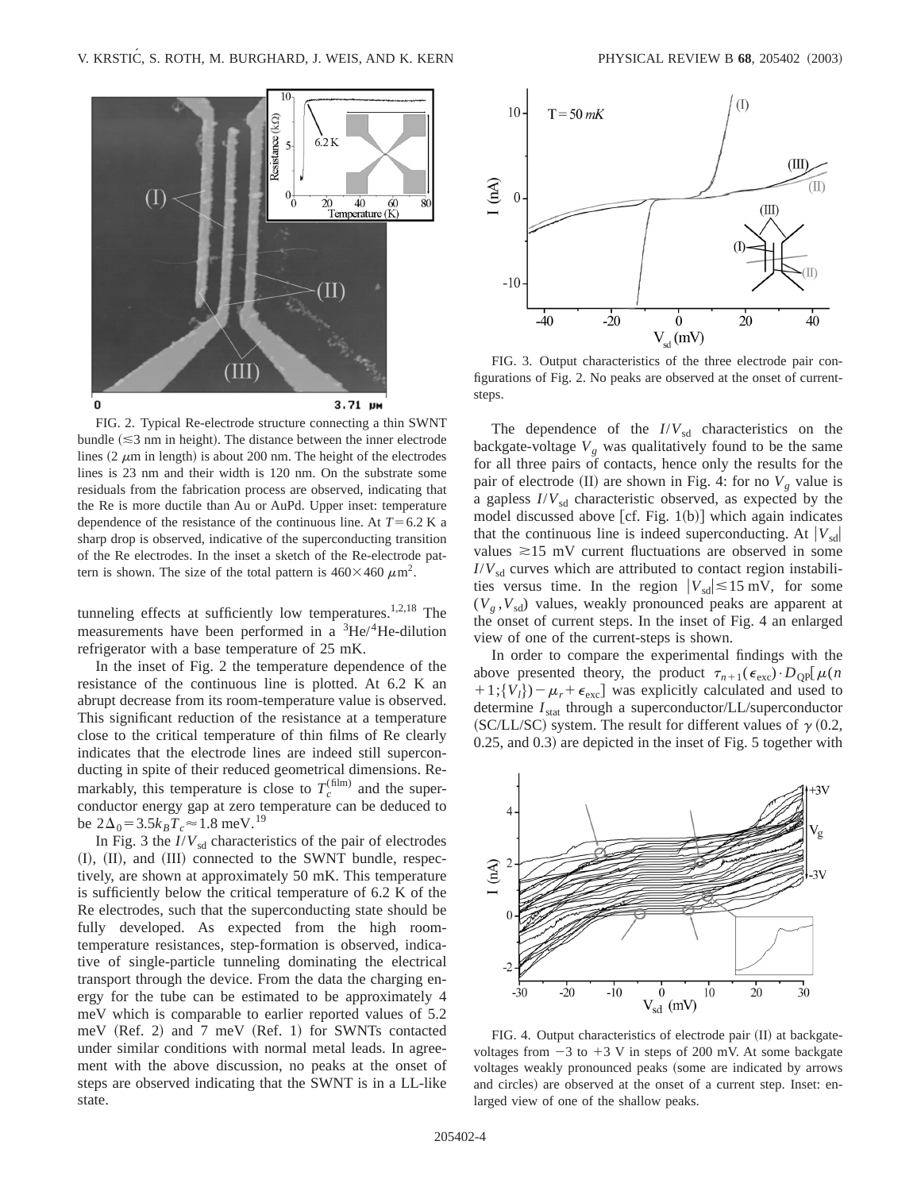FIG. 2. Typical Re-electrode structure connecting a thin SWNT bundle ($\lesssim$3 nm in height). The distance between the inner electrode lines (2 $\mu$m in length) is about 200 nm. The height of the electrodes lines is 23 nm and their width is 120 nm. On the substrate some residuals from the fabrication process are observed, indicating that the Re is more ductile than Au or AuPd. Upper inset: temperature dependence of the resistance of the continuous line. At $T=6.2$ K a sharp drop is observed, indicative of the superconducting transition of the Re electrodes. In the inset a sketch of the Re-electrode pattern is shown. The size of the total pattern is $460\times460\ \mu\text{m}^2$.

tunneling effects at sufficiently low temperatures.[1,2,18] The measurements have been performed in a $^3$He/$^4$He-dilution refrigerator with a base temperature of 25 mK.

In the inset of Fig. 2 the temperature dependence of the resistance of the continuous line is plotted. At 6.2 K an abrupt decrease from its room-temperature value is observed. This significant reduction of the resistance at a temperature close to the critical temperature of thin films of Re clearly indicates that the electrode lines are indeed still superconducting in spite of their reduced geometrical dimensions. Remarkably, this temperature is close to $T_c^{(\text{film})}$ and the superconductor energy gap at zero temperature can be deduced to be $2\Delta_0 = 3.5k_BT_c \approx 1.8$ meV.[19]

In Fig. 3 the $I/V_{\text{sd}}$ characteristics of the pair of electrodes (I), (II), and (III) connected to the SWNT bundle, respectively, are shown at approximately 50 mK. This temperature is sufficiently below the critical temperature of 6.2 K of the Re electrodes, such that the superconducting state should be fully developed. As expected from the high room-temperature resistances, step-formation is observed, indicative of single-particle tunneling dominating the electrical transport through the device. From the data the charging energy for the tube can be estimated to be approximately 4 meV which is comparable to earlier reported values of 5.2 meV (Ref. 2) and 7 meV (Ref. 1) for SWNTs contacted under similar conditions with normal metal leads. In agreement with the above discussion, no peaks at the onset of steps are observed indicating that the SWNT is in a LL-like state.

FIG. 3. Output characteristics of the three electrode pair configurations of Fig. 2. No peaks are observed at the onset of current-steps.

The dependence of the $I/V_{\text{sd}}$ characteristics on the backgate-voltage $V_g$ was qualitatively found to be the same for all three pairs of contacts, hence only the results for the pair of electrode (II) are shown in Fig. 4: for no $V_g$ value is a gapless $I/V_{\text{sd}}$ characteristic observed, as expected by the model discussed above [cf. Fig. 1(b)] which again indicates that the continuous line is indeed superconducting. At $|V_{\text{sd}}|$ values $\gtrsim$15 mV current fluctuations are observed in some $I/V_{\text{sd}}$ curves which are attributed to contact region instabilities versus time. In the region $|V_{\text{sd}}| \lesssim 15$ mV, for some $(V_g, V_{\text{sd}})$ values, weakly pronounced peaks are apparent at the onset of current steps. In the inset of Fig. 4 an enlarged view of one of the current-steps is shown.

In order to compare the experimental findings with the above presented theory, the product $\tau_{n+1}(\epsilon_{\text{exc}})\cdot D_{\text{QP}}[\mu(n+1;\{V_l\}) - \mu_r + \epsilon_{\text{exc}}]$ was explicitly calculated and used to determine $I_{\text{stat}}$ through a superconductor/LL/superconductor (SC/LL/SC) system. The result for different values of $\gamma$ (0.2, 0.25, and 0.3) are depicted in the inset of Fig. 5 together with

FIG. 4. Output characteristics of electrode pair (II) at backgate-voltages from $-3$ to $+3$ V in steps of 200 mV. At some backgate voltages weakly pronounced peaks (some are indicated by arrows and circles) are observed at the onset of a current step. Inset: enlarged view of one of the shallow peaks.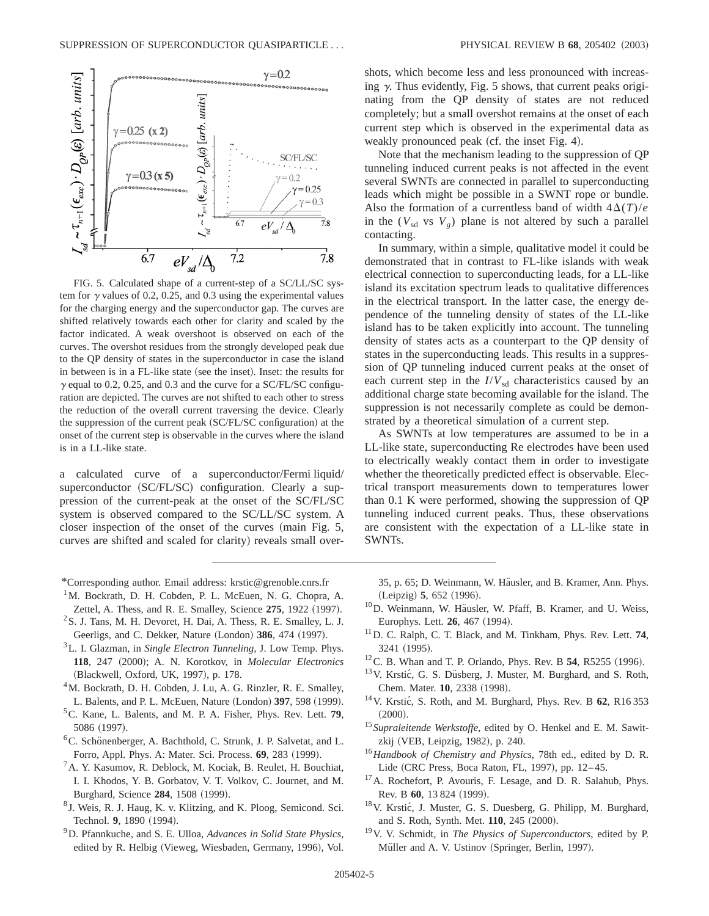$\gamma$=0.2

$\gamma$=0.25 (x 2)

$\gamma$=0.3 (x 5)

$I_{sd} \sim \tau_{n+1}(\epsilon_{exc}) \cdot D_{QP}(\epsilon)$ [arb. units]

6.7 $eV_{sd}/\Delta_0$ 7.2 7.8

SC/FL/SC

$\gamma$= 0.2

$\gamma$= 0.25

$\gamma$= 0.3

$I_{sd} \sim \tau_{n+1}(\epsilon_{exc}) \cdot D_{QP}(\epsilon)$ [arb. units]

6.7 $eV_{sd}/\Delta_0$ 7.8

FIG. 5. Calculated shape of a current-step of a SC/LL/SC system for $\gamma$ values of 0.2, 0.25, and 0.3 using the experimental values for the charging energy and the superconductor gap. The curves are shifted relatively towards each other for clarity and scaled by the factor indicated. A weak overshoot is observed on each of the curves. The overshot residues from the strongly developed peak due to the QP density of states in the superconductor in case the island in between is in a FL-like state (see the inset). Inset: the results for $\gamma$ equal to 0.2, 0.25, and 0.3 and the curve for a SC/FL/SC configuration are depicted. The curves are not shifted to each other to stress the reduction of the overall current traversing the device. Clearly the suppression of the current peak (SC/FL/SC configuration) at the onset of the current step is observable in the curves where the island is in a LL-like state.

a calculated curve of a superconductor/Fermi liquid/superconductor (SC/FL/SC) configuration. Clearly a suppression of the current-peak at the onset of the SC/FL/SC system is observed compared to the SC/LL/SC system. A closer inspection of the onset of the curves (main Fig. 5, curves are shifted and scaled for clarity) reveals small overshots, which become less and less pronounced with increasing $\gamma$. Thus evidently, Fig. 5 shows, that current peaks originating from the QP density of states are not reduced completely; but a small overshot remains at the onset of each current step which is observed in the experimental data as weakly pronounced peak (cf. the inset Fig. 4).

Note that the mechanism leading to the suppression of QP tunneling induced current peaks is not affected in the event several SWNTs are connected in parallel to superconducting leads which might be possible in a SWNT rope or bundle. Also the formation of a currentless band of width $4\Delta(T)/e$ in the ($V_{sd}$ vs $V_g$) plane is not altered by such a parallel contacting.

In summary, within a simple, qualitative model it could be demonstrated that in contrast to FL-like islands with weak electrical connection to superconducting leads, for a LL-like island its excitation spectrum leads to qualitative differences in the electrical transport. In the latter case, the energy dependence of the tunneling density of states of the LL-like island has to be taken explicitly into account. The tunneling density of states acts as a counterpart to the QP density of states in the superconducting leads. This results in a suppression of QP tunneling induced current peaks at the onset of each current step in the $I/V_{sd}$ characteristics caused by an additional charge state becoming available for the island. The suppression is not necessarily complete as could be demonstrated by a theoretical simulation of a current step.

As SWNTs at low temperatures are assumed to be in a LL-like state, superconducting Re electrodes have been used to electrically weakly contact them in order to investigate whether the theoretically predicted effect is observable. Electrical transport measurements down to temperatures lower than 0.1 K were performed, showing the suppression of QP tunneling induced current peaks. Thus, these observations are consistent with the expectation of a LL-like state in SWNTs.

---

*Corresponding author. Email address: krstic@grenoble.cnrs.fr

[1] M. Bockrath, D. H. Cobden, P. L. McEuen, N. G. Chopra, A. Zettel, A. Thess, and R. E. Smalley, Science **275**, 1922 (1997).

[2] S. J. Tans, M. H. Devoret, H. Dai, A. Thess, R. E. Smalley, L. J. Geerligs, and C. Dekker, Nature (London) **386**, 474 (1997).

[3] L. I. Glazman, in *Single Electron Tunneling*, J. Low Temp. Phys. **118**, 247 (2000); A. N. Korotkov, in *Molecular Electronics* (Blackwell, Oxford, UK, 1997), p. 178.

[4] M. Bockrath, D. H. Cobden, J. Lu, A. G. Rinzler, R. E. Smalley, L. Balents, and P. L. McEuen, Nature (London) **397**, 598 (1999).

[5] C. Kane, L. Balents, and M. P. A. Fisher, Phys. Rev. Lett. **79**, 5086 (1997).

[6] C. Schönenberger, A. Bachthold, C. Strunk, J. P. Salvetat, and L. Forro, Appl. Phys. A: Mater. Sci. Process. **69**, 283 (1999).

[7] A. Y. Kasumov, R. Deblock, M. Kociak, B. Reulet, H. Bouchiat, I. I. Khodos, Y. B. Gorbatov, V. T. Volkov, C. Journet, and M. Burghard, Science **284**, 1508 (1999).

[8] J. Weis, R. J. Haug, K. v. Klitzing, and K. Ploog, Semicond. Sci. Technol. **9**, 1890 (1994).

[9] D. Pfannkuche, and S. E. Ulloa, *Advances in Solid State Physics*, edited by R. Helbig (Vieweg, Wiesbaden, Germany, 1996), Vol. 35, p. 65; D. Weinmann, W. Häusler, and B. Kramer, Ann. Phys. (Leipzig) **5**, 652 (1996).

[10] D. Weinmann, W. Häusler, W. Pfaff, B. Kramer, and U. Weiss, Europhys. Lett. **26**, 467 (1994).

[11] D. C. Ralph, C. T. Black, and M. Tinkham, Phys. Rev. Lett. **74**, 3241 (1995).

[12] C. B. Whan and T. P. Orlando, Phys. Rev. B **54**, R5255 (1996).

[13] V. Krstić, G. S. Düsberg, J. Muster, M. Burghard, and S. Roth, Chem. Mater. **10**, 2338 (1998).

[14] V. Krstić, S. Roth, and M. Burghard, Phys. Rev. B **62**, R16 353 (2000).

[15] *Supraleitende Werkstoffe*, edited by O. Henkel and E. M. Sawitzkij (VEB, Leipzig, 1982), p. 240.

[16] *Handbook of Chemistry and Physics*, 78th ed., edited by D. R. Lide (CRC Press, Boca Raton, FL, 1997), pp. 12–45.

[17] A. Rochefort, P. Avouris, F. Lesage, and D. R. Salahub, Phys. Rev. B **60**, 13 824 (1999).

[18] V. Krstić, J. Muster, G. S. Duesberg, G. Philipp, M. Burghard, and S. Roth, Synth. Met. **110**, 245 (2000).

[19] V. V. Schmidt, in *The Physics of Superconductors*, edited by P. Müller and A. V. Ustinov (Springer, Berlin, 1997).